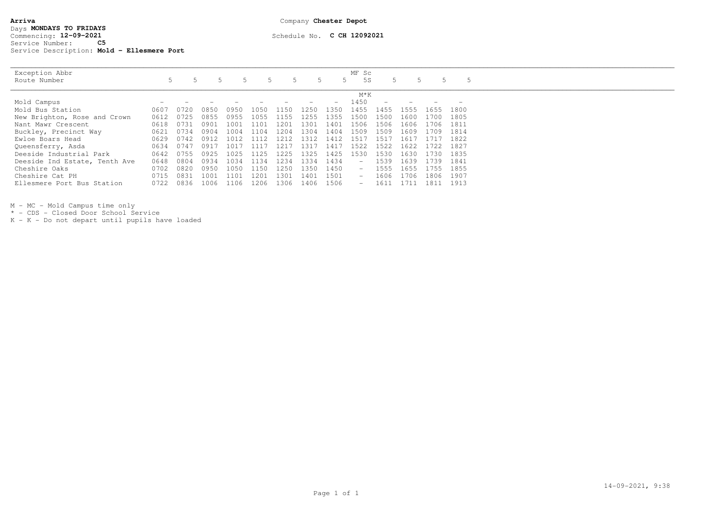**Arriva**

Company **Chester Depot**

Days **MONDAYS TO FRIDAYS**
Commencing: **12-09-2021**
Service Number: **C5**
Service Description: **Mold - Ellesmere Port**

Schedule No. **C CH 12092021**

| Exception Abbr | | | | | | | | | MF Sc | | | | |
|---|---|---|---|---|---|---|---|---|---|---|---|---|---|
| Route Number | 5 | 5 | 5 | 5 | 5 | 5 | 5 | 5 | 5S | 5 | 5 | 5 | 5 |
| | | | | | | | | | M*K | | | | |
| Mold Campus | - | - | - | - | - | - | - | - | 1450 | - | - | - | - |
| Mold Bus Station | 0607 | 0720 | 0850 | 0950 | 1050 | 1150 | 1250 | 1350 | 1455 | 1455 | 1555 | 1655 | 1800 |
| New Brighton, Rose and Crown | 0612 | 0725 | 0855 | 0955 | 1055 | 1155 | 1255 | 1355 | 1500 | 1500 | 1600 | 1700 | 1805 |
| Nant Mawr Crescent | 0618 | 0731 | 0901 | 1001 | 1101 | 1201 | 1301 | 1401 | 1506 | 1506 | 1606 | 1706 | 1811 |
| Buckley, Precinct Way | 0621 | 0734 | 0904 | 1004 | 1104 | 1204 | 1304 | 1404 | 1509 | 1509 | 1609 | 1709 | 1814 |
| Ewloe Boars Head | 0629 | 0742 | 0912 | 1012 | 1112 | 1212 | 1312 | 1412 | 1517 | 1517 | 1617 | 1717 | 1822 |
| Queensferry, Asda | 0634 | 0747 | 0917 | 1017 | 1117 | 1217 | 1317 | 1417 | 1522 | 1522 | 1622 | 1722 | 1827 |
| Deeside Industrial Park | 0642 | 0755 | 0925 | 1025 | 1125 | 1225 | 1325 | 1425 | 1530 | 1530 | 1630 | 1730 | 1835 |
| Deeside Ind Estate, Tenth Ave | 0648 | 0804 | 0934 | 1034 | 1134 | 1234 | 1334 | 1434 | - | 1539 | 1639 | 1739 | 1841 |
| Cheshire Oaks | 0702 | 0820 | 0950 | 1050 | 1150 | 1250 | 1350 | 1450 | - | 1555 | 1655 | 1755 | 1855 |
| Cheshire Cat PH | 0715 | 0831 | 1001 | 1101 | 1201 | 1301 | 1401 | 1501 | - | 1606 | 1706 | 1806 | 1907 |
| Ellesmere Port Bus Station | 0722 | 0836 | 1006 | 1106 | 1206 | 1306 | 1406 | 1506 | - | 1611 | 1711 | 1811 | 1913 |

M - MC - Mold Campus time only
* - CDS - Closed Door School Service
K - K - Do not depart until pupils have loaded

14-09-2021, 9:38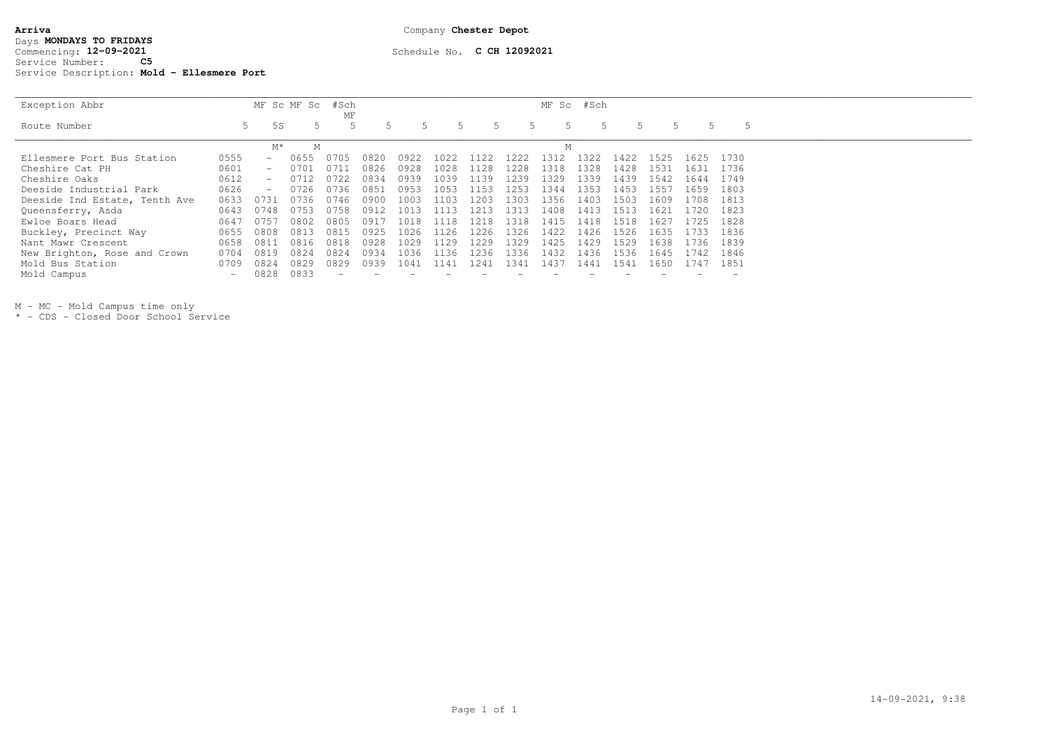**Arriva**
Days **MONDAYS TO FRIDAYS**
Commencing: **12-09-2021**
Service Number: **C5**
Service Description: **Mold - Ellesmere Port**

Company **Chester Depot**

Schedule No. **C CH 12092021**

| Exception Abbr | | MF Sc | MF Sc | #Sch MF | | | | | | MF Sc | #Sch | | | | |
|---|---|---|---|---|---|---|---|---|---|---|---|---|---|---|---|
| Route Number | 5 | 5S | 5 | 5 | 5 | 5 | 5 | 5 | 5 | 5 | 5 | 5 | 5 | 5 | 5 |
| | | M* | M | | | | | | | M | | | | | |
| Ellesmere Port Bus Station | 0555 | - | 0655 | 0705 | 0820 | 0922 | 1022 | 1122 | 1222 | 1312 | 1322 | 1422 | 1525 | 1625 | 1730 |
| Cheshire Cat PH | 0601 | - | 0701 | 0711 | 0826 | 0928 | 1028 | 1128 | 1228 | 1318 | 1328 | 1428 | 1531 | 1631 | 1736 |
| Cheshire Oaks | 0612 | - | 0712 | 0722 | 0834 | 0939 | 1039 | 1139 | 1239 | 1329 | 1339 | 1439 | 1542 | 1644 | 1749 |
| Deeside Industrial Park | 0626 | - | 0726 | 0736 | 0851 | 0953 | 1053 | 1153 | 1253 | 1344 | 1353 | 1453 | 1557 | 1659 | 1803 |
| Deeside Ind Estate, Tenth Ave | 0633 | 0731 | 0736 | 0746 | 0900 | 1003 | 1103 | 1203 | 1303 | 1356 | 1403 | 1503 | 1609 | 1708 | 1813 |
| Queensferry, Asda | 0643 | 0748 | 0753 | 0758 | 0912 | 1013 | 1113 | 1213 | 1313 | 1408 | 1413 | 1513 | 1621 | 1720 | 1823 |
| Ewloe Boars Head | 0647 | 0757 | 0802 | 0805 | 0917 | 1018 | 1118 | 1218 | 1318 | 1415 | 1418 | 1518 | 1627 | 1725 | 1828 |
| Buckley, Precinct Way | 0655 | 0808 | 0813 | 0815 | 0925 | 1026 | 1126 | 1226 | 1326 | 1422 | 1426 | 1526 | 1635 | 1733 | 1836 |
| Nant Mawr Crescent | 0658 | 0811 | 0816 | 0818 | 0928 | 1029 | 1129 | 1229 | 1329 | 1425 | 1429 | 1529 | 1638 | 1736 | 1839 |
| New Brighton, Rose and Crown | 0704 | 0819 | 0824 | 0824 | 0934 | 1036 | 1136 | 1236 | 1336 | 1432 | 1436 | 1536 | 1645 | 1742 | 1846 |
| Mold Bus Station | 0709 | 0824 | 0829 | 0829 | 0939 | 1041 | 1141 | 1241 | 1341 | 1437 | 1441 | 1541 | 1650 | 1747 | 1851 |
| Mold Campus | - | 0828 | 0833 | - | - | - | - | - | - | - | - | - | - | - | - |

M - MC - Mold Campus time only
* - CDS - Closed Door School Service

14-09-2021, 9:38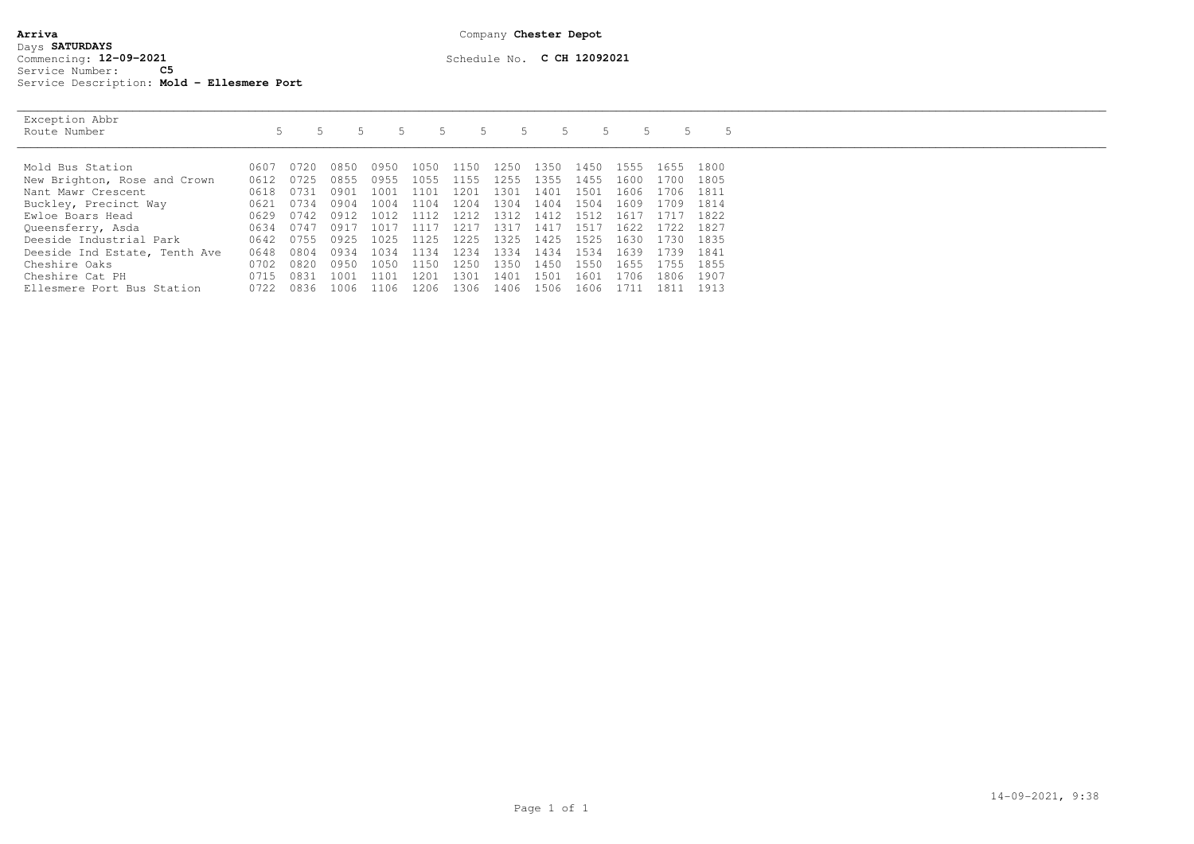**Arriva**
Days **SATURDAYS**
Commencing: **12-09-2021**
Service Number: **C5**
Service Description: **Mold - Ellesmere Port**

Company **Chester Depot**

Schedule No. **C CH 12092021**

| Exception Abbr<br>Route Number | 5 | 5 | 5 | 5 | 5 | 5 | 5 | 5 | 5 | 5 | 5 | 5 |
|---|---|---|---|---|---|---|---|---|---|---|---|---|
| Mold Bus Station | 0607 | 0720 | 0850 | 0950 | 1050 | 1150 | 1250 | 1350 | 1450 | 1555 | 1655 | 1800 |
| New Brighton, Rose and Crown | 0612 | 0725 | 0855 | 0955 | 1055 | 1155 | 1255 | 1355 | 1455 | 1600 | 1700 | 1805 |
| Nant Mawr Crescent | 0618 | 0731 | 0901 | 1001 | 1101 | 1201 | 1301 | 1401 | 1501 | 1606 | 1706 | 1811 |
| Buckley, Precinct Way | 0621 | 0734 | 0904 | 1004 | 1104 | 1204 | 1304 | 1404 | 1504 | 1609 | 1709 | 1814 |
| Ewloe Boars Head | 0629 | 0742 | 0912 | 1012 | 1112 | 1212 | 1312 | 1412 | 1512 | 1617 | 1717 | 1822 |
| Queensferry, Asda | 0634 | 0747 | 0917 | 1017 | 1117 | 1217 | 1317 | 1417 | 1517 | 1622 | 1722 | 1827 |
| Deeside Industrial Park | 0642 | 0755 | 0925 | 1025 | 1125 | 1225 | 1325 | 1425 | 1525 | 1630 | 1730 | 1835 |
| Deeside Ind Estate, Tenth Ave | 0648 | 0804 | 0934 | 1034 | 1134 | 1234 | 1334 | 1434 | 1534 | 1639 | 1739 | 1841 |
| Cheshire Oaks | 0702 | 0820 | 0950 | 1050 | 1150 | 1250 | 1350 | 1450 | 1550 | 1655 | 1755 | 1855 |
| Cheshire Cat PH | 0715 | 0831 | 1001 | 1101 | 1201 | 1301 | 1401 | 1501 | 1601 | 1706 | 1806 | 1907 |
| Ellesmere Port Bus Station | 0722 | 0836 | 1006 | 1106 | 1206 | 1306 | 1406 | 1506 | 1606 | 1711 | 1811 | 1913 |

14-09-2021, 9:38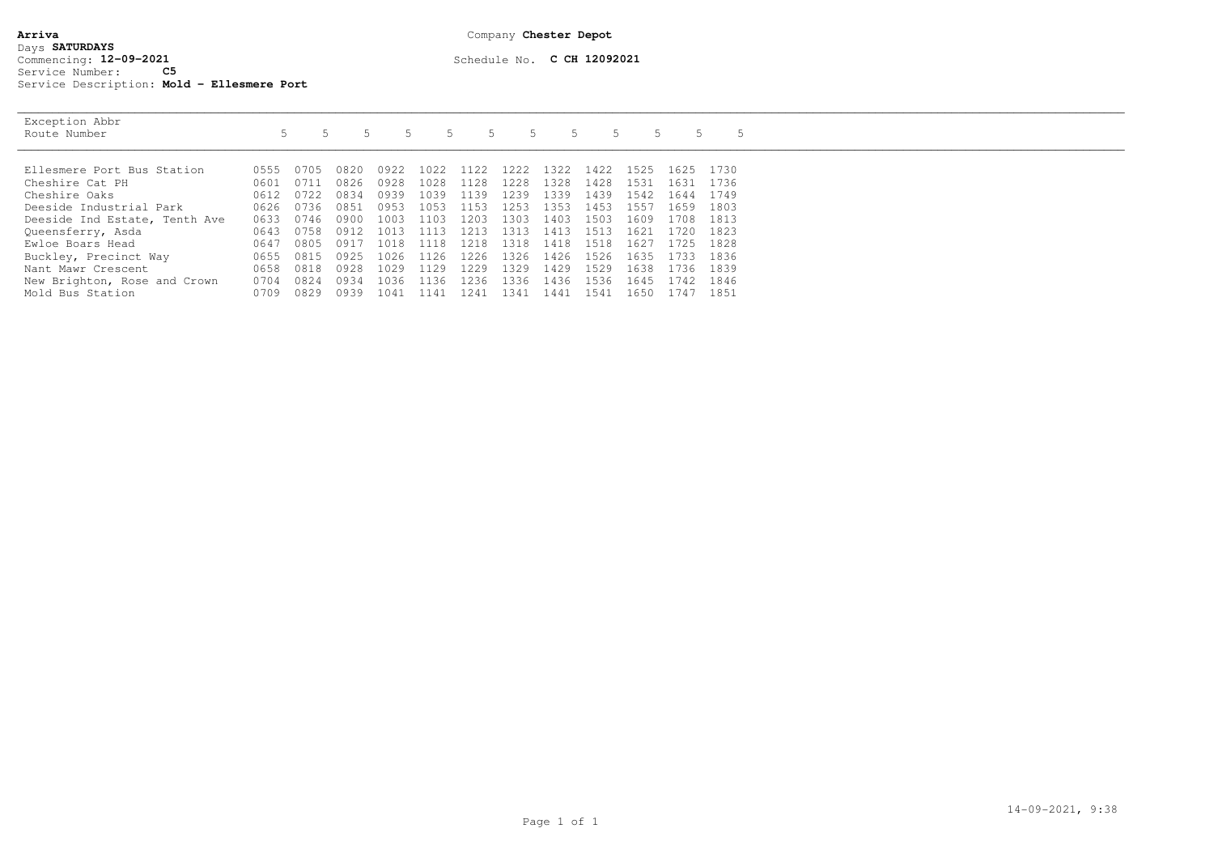**Arriva**
Days **SATURDAYS**
Commencing: **12-09-2021**
Service Number: **C5**
Service Description: **Mold - Ellesmere Port**

Company **Chester Depot**

Schedule No. **C CH 12092021**

| Exception Abbr / Route Number | 5 | 5 | 5 | 5 | 5 | 5 | 5 | 5 | 5 | 5 | 5 | 5 |
|---|---|---|---|---|---|---|---|---|---|---|---|---|
| Ellesmere Port Bus Station | 0555 | 0705 | 0820 | 0922 | 1022 | 1122 | 1222 | 1322 | 1422 | 1525 | 1625 | 1730 |
| Cheshire Cat PH | 0601 | 0711 | 0826 | 0928 | 1028 | 1128 | 1228 | 1328 | 1428 | 1531 | 1631 | 1736 |
| Cheshire Oaks | 0612 | 0722 | 0834 | 0939 | 1039 | 1139 | 1239 | 1339 | 1439 | 1542 | 1644 | 1749 |
| Deeside Industrial Park | 0626 | 0736 | 0851 | 0953 | 1053 | 1153 | 1253 | 1353 | 1453 | 1557 | 1659 | 1803 |
| Deeside Ind Estate, Tenth Ave | 0633 | 0746 | 0900 | 1003 | 1103 | 1203 | 1303 | 1403 | 1503 | 1609 | 1708 | 1813 |
| Queensferry, Asda | 0643 | 0758 | 0912 | 1013 | 1113 | 1213 | 1313 | 1413 | 1513 | 1621 | 1720 | 1823 |
| Ewloe Boars Head | 0647 | 0805 | 0917 | 1018 | 1118 | 1218 | 1318 | 1418 | 1518 | 1627 | 1725 | 1828 |
| Buckley, Precinct Way | 0655 | 0815 | 0925 | 1026 | 1126 | 1226 | 1326 | 1426 | 1526 | 1635 | 1733 | 1836 |
| Nant Mawr Crescent | 0658 | 0818 | 0928 | 1029 | 1129 | 1229 | 1329 | 1429 | 1529 | 1638 | 1736 | 1839 |
| New Brighton, Rose and Crown | 0704 | 0824 | 0934 | 1036 | 1136 | 1236 | 1336 | 1436 | 1536 | 1645 | 1742 | 1846 |
| Mold Bus Station | 0709 | 0829 | 0939 | 1041 | 1141 | 1241 | 1341 | 1441 | 1541 | 1650 | 1747 | 1851 |

14-09-2021, 9:38